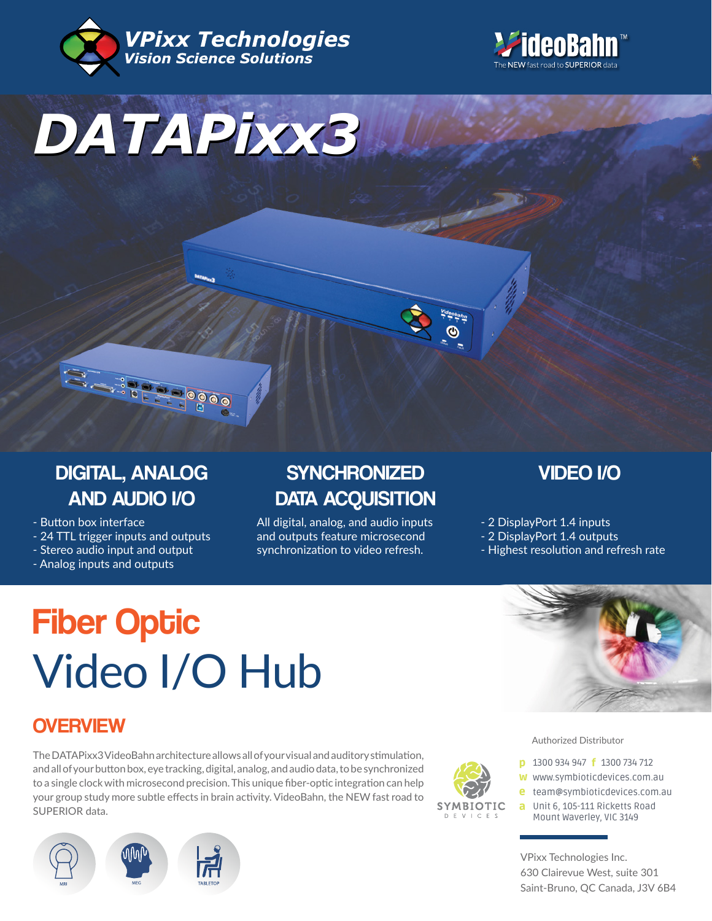VPixx Technologies
Vision Science Solutions

VideoBahn™
The NEW fast road to SUPERIOR data

# DATAPixx3

## DIGITAL, ANALOG AND AUDIO I/O

- Button box interface
- 24 TTL trigger inputs and outputs
- Stereo audio input and output
- Analog inputs and outputs

## SYNCHRONIZED DATA ACQUISITION

All digital, analog, and audio inputs and outputs feature microsecond synchronization to video refresh.

## VIDEO I/O

- 2 DisplayPort 1.4 inputs
- 2 DisplayPort 1.4 outputs
- Highest resolution and refresh rate

# Fiber Optic Video I/O Hub

## OVERVIEW

The DATAPixx3 VideoBahn architecture allows all of your visual and auditory stimulation, and all of your button box, eye tracking, digital, analog, and audio data, to be synchronized to a single clock with microsecond precision. This unique fiber-optic integration can help your group study more subtle effects in brain activity. VideoBahn, the NEW fast road to SUPERIOR data.

MRI | MEG | TABLETOP

Authorized Distributor

SYMBIOTIC DEVICES

p 1300 934 947 f 1300 734 712
w www.symbioticdevices.com.au
e team@symbioticdevices.com.au
a Unit 6, 105-111 Ricketts Road
Mount Waverley, VIC 3149

VPixx Technologies Inc.
630 Clairevue West, suite 301
Saint-Bruno, QC Canada, J3V 6B4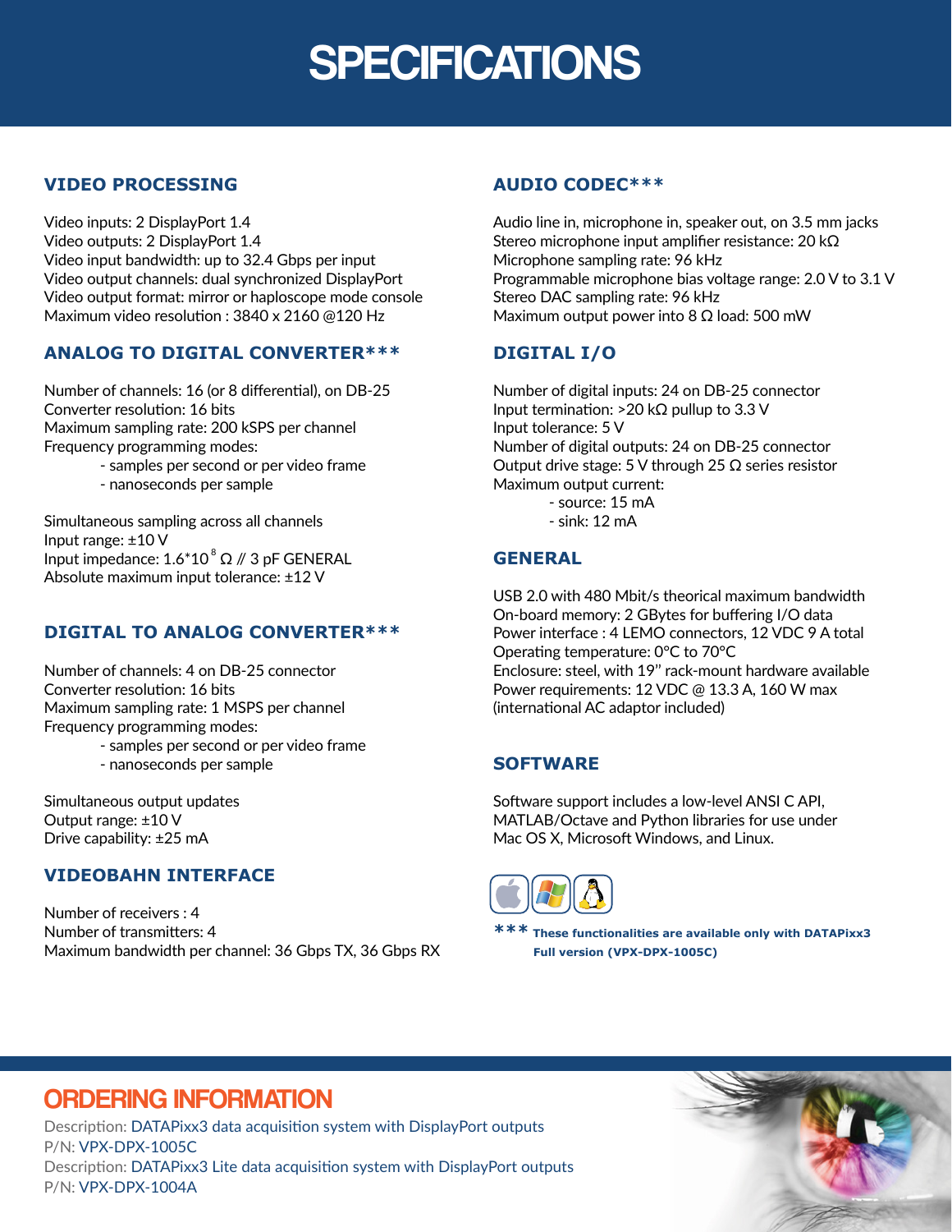# SPECIFICATIONS

## VIDEO PROCESSING

Video inputs: 2 DisplayPort 1.4
Video outputs: 2 DisplayPort 1.4
Video input bandwidth: up to 32.4 Gbps per input
Video output channels: dual synchronized DisplayPort
Video output format: mirror or haploscope mode console
Maximum video resolution : 3840 x 2160 @120 Hz

## ANALOG TO DIGITAL CONVERTER***

Number of channels: 16 (or 8 differential), on DB-25
Converter resolution: 16 bits
Maximum sampling rate: 200 kSPS per channel
Frequency programming modes:

- samples per second or per video frame
- nanoseconds per sample

Simultaneous sampling across all channels
Input range: ±10 V
Input impedance: $1.6*10^{8}$ Ω // 3 pF GENERAL
Absolute maximum input tolerance: ±12 V

## DIGITAL TO ANALOG CONVERTER***

Number of channels: 4 on DB-25 connector
Converter resolution: 16 bits
Maximum sampling rate: 1 MSPS per channel
Frequency programming modes:

- samples per second or per video frame
- nanoseconds per sample

Simultaneous output updates
Output range: ±10 V
Drive capability: ±25 mA

## VIDEOBAHN INTERFACE

Number of receivers : 4
Number of transmitters: 4
Maximum bandwidth per channel: 36 Gbps TX, 36 Gbps RX

## AUDIO CODEC***

Audio line in, microphone in, speaker out, on 3.5 mm jacks
Stereo microphone input amplifier resistance: 20 kΩ
Microphone sampling rate: 96 kHz
Programmable microphone bias voltage range: 2.0 V to 3.1 V
Stereo DAC sampling rate: 96 kHz
Maximum output power into 8 Ω load: 500 mW

## DIGITAL I/O

Number of digital inputs: 24 on DB-25 connector
Input termination: >20 kΩ pullup to 3.3 V
Input tolerance: 5 V
Number of digital outputs: 24 on DB-25 connector
Output drive stage: 5 V through 25 Ω series resistor
Maximum output current:

- source: 15 mA
- sink: 12 mA

## GENERAL

USB 2.0 with 480 Mbit/s theorical maximum bandwidth
On-board memory: 2 GBytes for buffering I/O data
Power interface : 4 LEMO connectors, 12 VDC 9 A total
Operating temperature: 0°C to 70°C
Enclosure: steel, with 19" rack-mount hardware available
Power requirements: 12 VDC @ 13.3 A, 160 W max
(international AC adaptor included)

## SOFTWARE

Software support includes a low-level ANSI C API, MATLAB/Octave and Python libraries for use under Mac OS X, Microsoft Windows, and Linux.

*** **These functionalities are available only with DATAPixx3 Full version (VPX-DPX-1005C)**

# ORDERING INFORMATION

Description: DATAPixx3 data acquisition system with DisplayPort outputs
P/N: VPX-DPX-1005C
Description: DATAPixx3 Lite data acquisition system with DisplayPort outputs
P/N: VPX-DPX-1004A